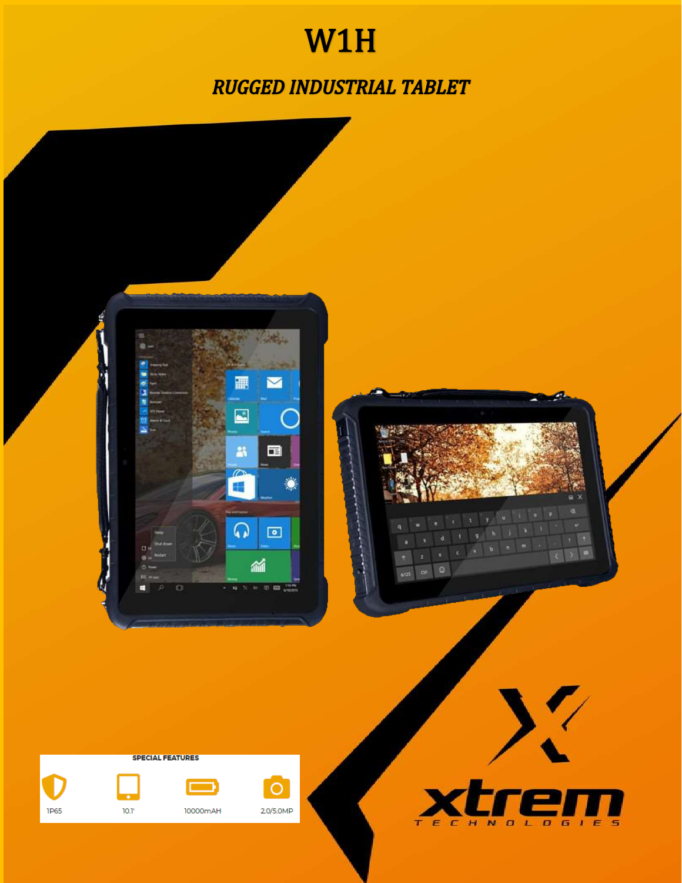# W1H

## *RUGGED INDUSTRIAL TABLET*

**SPECIAL FEATURES**

| 1P65 | 10.1' | 10000mAH | 2.0/5.0MP |
|---|---|---|---|

xtrem
TECHNOLOGIES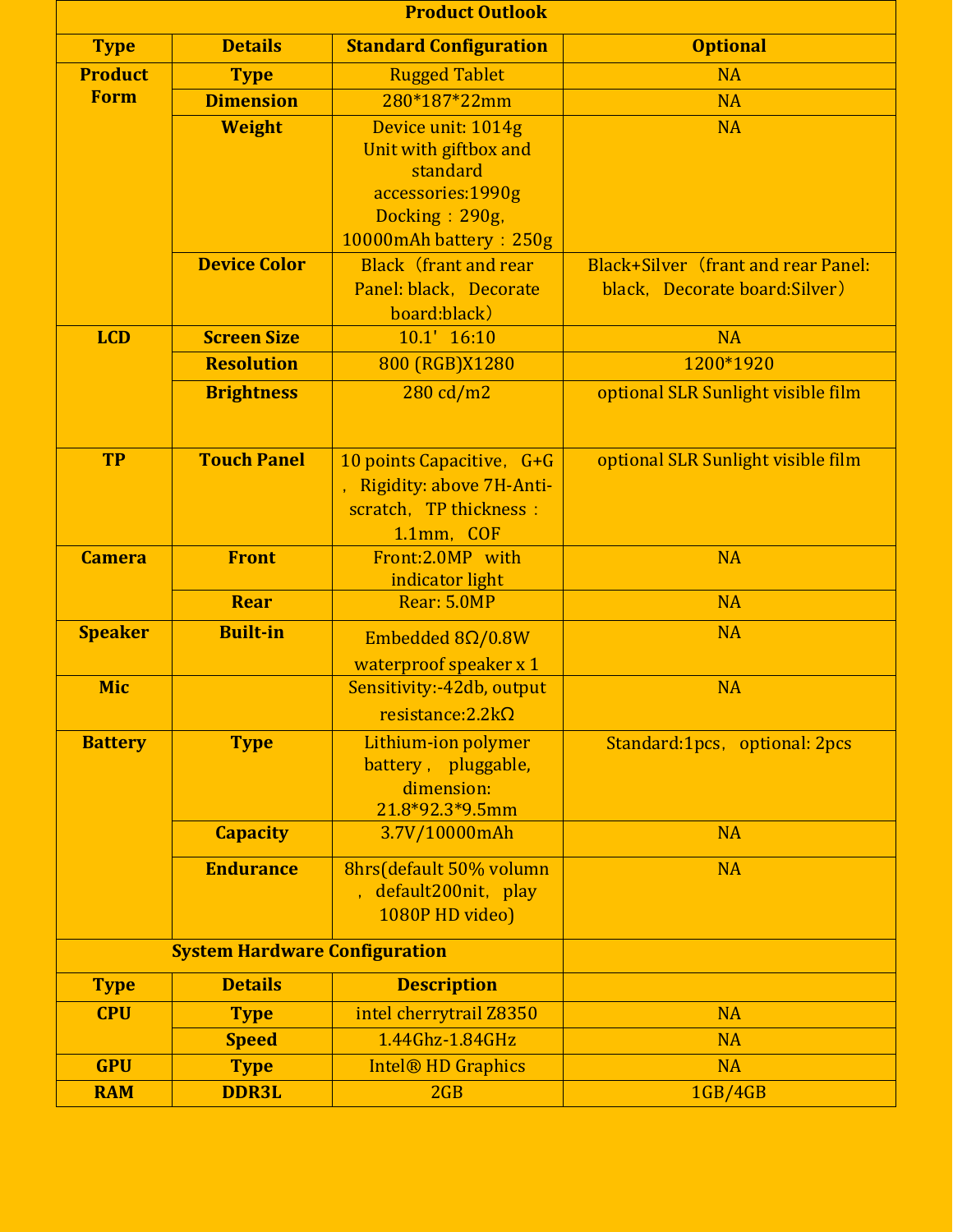| Product Outlook | | | |
|---|---|---|---|
| **Type** | **Details** | **Standard Configuration** | **Optional** |
| **Product Form** | **Type** | Rugged Tablet | NA |
| | **Dimension** | 280*187*22mm | NA |
| | **Weight** | Device unit: 1014g Unit with giftbox and standard accessories:1990g Docking：290g, 10000mAh battery：250g | NA |
| | **Device Color** | Black（frant and rear Panel: black, Decorate board:black） | Black+Silver（frant and rear Panel: black, Decorate board:Silver） |
| **LCD** | **Screen Size** | 10.1' 16:10 | NA |
| | **Resolution** | 800 (RGB)X1280 | 1200*1920 |
| | **Brightness** | 280 cd/m2 | optional SLR Sunlight visible film |
| **TP** | **Touch Panel** | 10 points Capacitive, G+G, Rigidity: above 7H-Anti-scratch, TP thickness：1.1mm, COF | optional SLR Sunlight visible film |
| **Camera** | **Front** | Front:2.0MP with indicator light | NA |
| | **Rear** | Rear: 5.0MP | NA |
| **Speaker** | **Built-in** | Embedded 8Ω/0.8W waterproof speaker x 1 | NA |
| **Mic** | | Sensitivity:-42db, output resistance:2.2kΩ | NA |
| **Battery** | **Type** | Lithium-ion polymer battery, pluggable, dimension: 21.8*92.3*9.5mm | Standard:1pcs, optional: 2pcs |
| | **Capacity** | 3.7V/10000mAh | NA |
| | **Endurance** | 8hrs(default 50% volumn, default200nit, play 1080P HD video) | NA |
| **System Hardware Configuration** | | | |
| **Type** | **Details** | **Description** | |
| **CPU** | **Type** | intel cherrytrail Z8350 | NA |
| | **Speed** | 1.44Ghz-1.84GHz | NA |
| **GPU** | **Type** | Intel® HD Graphics | NA |
| **RAM** | **DDR3L** | 2GB | 1GB/4GB |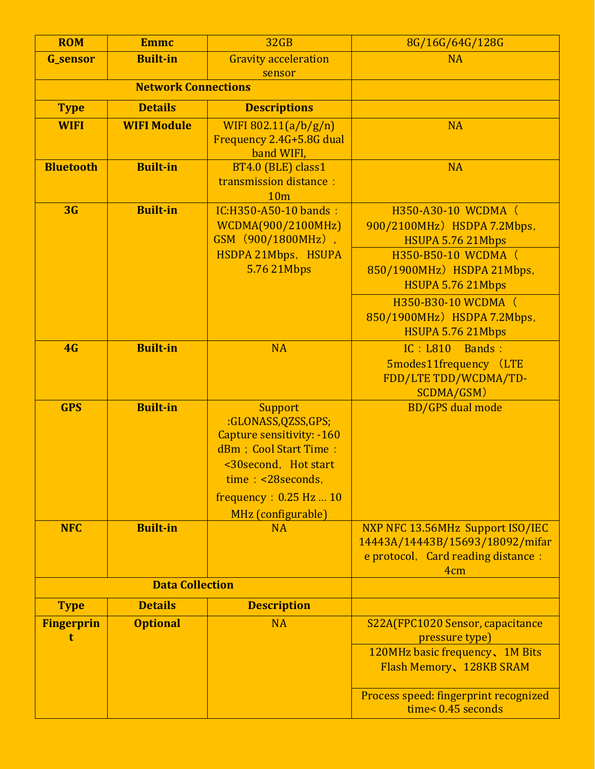| ROM | Emmc | 32GB | 8G/16G/64G/128G |
|---|---|---|---|
| G_sensor | Built-in | Gravity acceleration sensor | NA |
| Network Connections | | | |
| Type | Details | Descriptions | |
| WIFI | WIFI Module | WIFI 802.11(a/b/g/n) Frequency 2.4G+5.8G dual band WIFI, | NA |
| Bluetooth | Built-in | BT4.0 (BLE) class1 transmission distance：10m | NA |
| 3G | Built-in | IC:H350-A50-10 bands：WCDMA(900/2100MHz) GSM（900/1800MHz），HSDPA 21Mbps，HSUPA 5.76 21Mbps | H350-A30-10 WCDMA（900/2100MHz）HSDPA 7.2Mbps，HSUPA 5.76 21Mbps |
| | | | H350-B50-10 WCDMA（850/1900MHz）HSDPA 21Mbps，HSUPA 5.76 21Mbps |
| | | | H350-B30-10 WCDMA（850/1900MHz）HSDPA 7.2Mbps，HSUPA 5.76 21Mbps |
| 4G | Built-in | NA | IC：L810 Bands：5modes11frequency （LTE FDD/LTE TDD/WCDMA/TD-SCDMA/GSM） |
| GPS | Built-in | Support :GLONASS,QZSS,GPS; Capture sensitivity: -160 dBm；Cool Start Time：<30second，Hot start time：<28seconds，frequency：0.25 Hz … 10 MHz (configurable) | BD/GPS dual mode |
| NFC | Built-in | NA | NXP NFC 13.56MHz Support ISO/IEC 14443A/14443B/15693/18092/mifare protocol，Card reading distance：4cm |
| Data Collection | | | |
| Type | Details | Description | |
| Fingerprint | Optional | NA | S22A(FPC1020 Sensor, capacitance pressure type) |
| | | | 120MHz basic frequency、1M Bits Flash Memory、128KB SRAM |
| | | | Process speed: fingerprint recognized time< 0.45 seconds |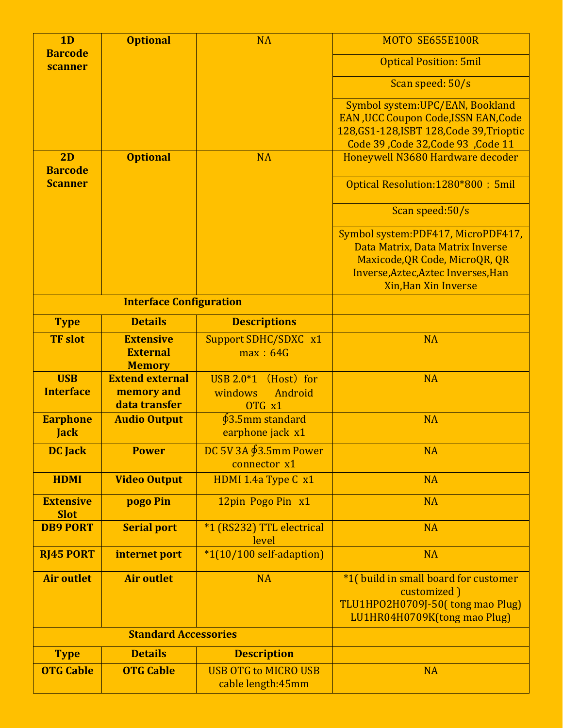| | | | |
|---|---|---|---|
| **1D Barcode scanner** | **Optional** | NA | MOTO SE655E100R |
| | | | Optical Position: 5mil |
| | | | Scan speed: 50/s |
| | | | Symbol system:UPC/EAN, Bookland EAN ,UCC Coupon Code,ISSN EAN,Code 128,GS1-128,ISBT 128,Code 39,Trioptic Code 39 ,Code 32,Code 93 ,Code 11 |
| **2D Barcode Scanner** | **Optional** | NA | Honeywell N3680 Hardware decoder |
| | | | Optical Resolution:1280*800 ; 5mil |
| | | | Scan speed:50/s |
| | | | Symbol system:PDF417, MicroPDF417, Data Matrix, Data Matrix Inverse Maxicode,QR Code, MicroQR, QR Inverse,Aztec,Aztec Inverses,Han Xin,Han Xin Inverse |
| **Interface Configuration** | | | |
| **Type** | **Details** | **Descriptions** | |
| **TF slot** | **Extensive External Memory** | Support SDHC/SDXC x1 max：64G | NA |
| **USB Interface** | **Extend external memory and data transfer** | USB 2.0*1 （Host）for windows Android OTG x1 | NA |
| **Earphone Jack** | **Audio Output** | ∮3.5mm standard earphone jack x1 | NA |
| **DC Jack** | **Power** | DC 5V 3A ∮3.5mm Power connector x1 | NA |
| **HDMI** | **Video Output** | HDMI 1.4a Type C x1 | NA |
| **Extensive Slot** | **pogo Pin** | 12pin Pogo Pin x1 | NA |
| **DB9 PORT** | **Serial port** | *1 (RS232) TTL electrical level | NA |
| **RJ45 PORT** | **internet port** | *1(10/100 self-adaption) | NA |
| **Air outlet** | **Air outlet** | NA | *1( build in small board for customer customized ) TLU1HPO2H0709J-50( tong mao Plug) LU1HR04H0709K(tong mao Plug) |
| **Standard Accessories** | | | |
| **Type** | **Details** | **Description** | |
| **OTG Cable** | **OTG Cable** | USB OTG to MICRO USB cable length:45mm | NA |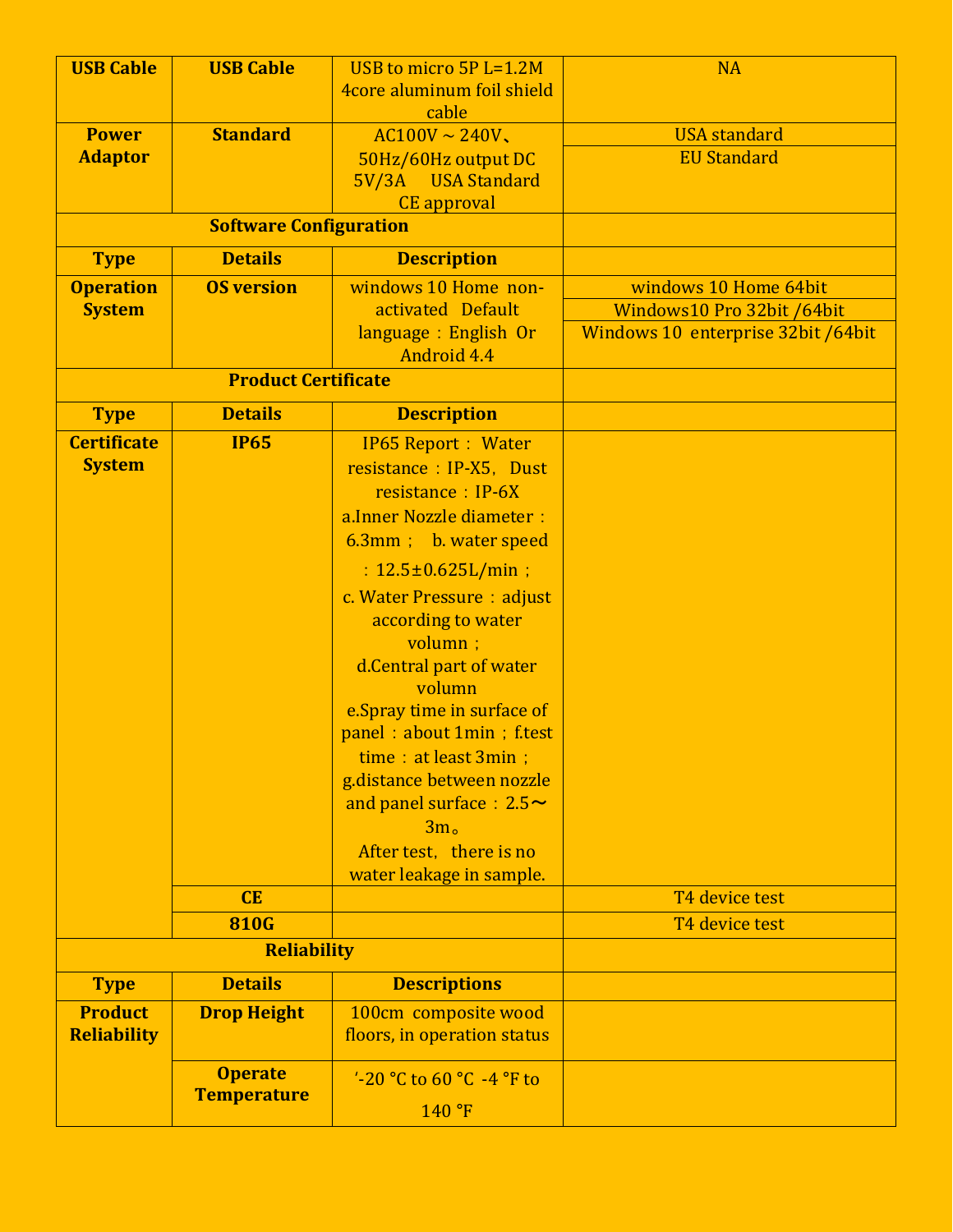| USB Cable | USB Cable | USB to micro 5P L=1.2M 4core aluminum foil shield cable | NA |
|---|---|---|---|
| Power Adaptor | Standard | AC100V ~ 240V、50Hz/60Hz output DC 5V/3A USA Standard CE approval | USA standard |
| | | | EU Standard |
| Software Configuration | | | |
| Type | Details | Description | |
| Operation System | OS version | windows 10 Home non-activated Default language：English Or Android 4.4 | windows 10 Home 64bit |
| | | | Windows10 Pro 32bit /64bit |
| | | | Windows 10 enterprise 32bit /64bit |
| Product Certificate | | | |
| Type | Details | Description | |
| Certificate System | IP65 | IP65 Report： Water resistance：IP-X5，Dust resistance：IP-6X a.Inner Nozzle diameter：6.3mm； b. water speed：12.5±0.625L/min； c. Water Pressure：adjust according to water volumn； d.Central part of water volumn e.Spray time in surface of panel：about 1min；f.test time：at least 3min； g.distance between nozzle and panel surface：2.5～3m。 After test，there is no water leakage in sample. | |
| | CE | | T4 device test |
| | 810G | | T4 device test |
| Reliability | | | |
| Type | Details | Descriptions | |
| Product Reliability | Drop Height | 100cm composite wood floors, in operation status | |
| | Operate Temperature | '-20 °C to 60 °C -4 °F to 140 °F | |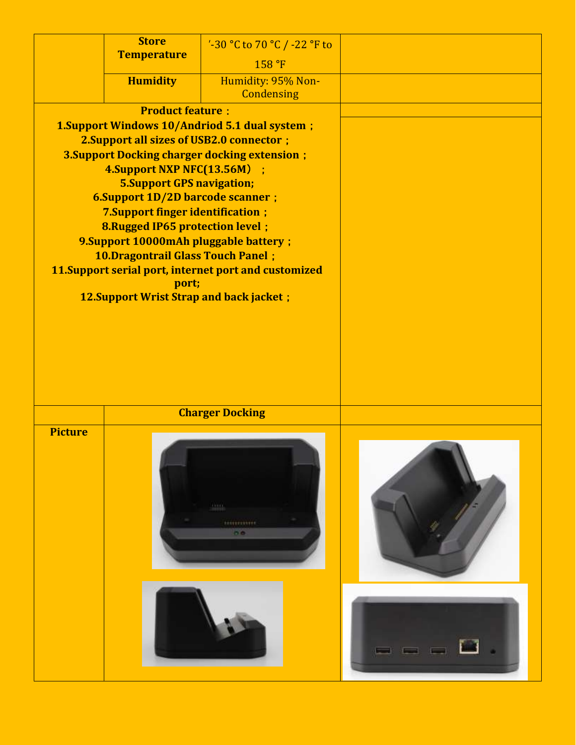| | | | |
|---|---|---|---|
| | **Store Temperature** | '-30 °C to 70 °C / -22 °F to 158 °F | |
| | **Humidity** | Humidity: 95% Non-Condensing | |

**Product feature：**

**1.Support Windows 10/Andriod 5.1 dual system；**

**2.Support all sizes of USB2.0 connector；**

**3.Support Docking charger docking extension；**

**4.Support NXP NFC(13.56M）；**

**5.Support GPS navigation;**

**6.Support 1D/2D barcode scanner；**

**7.Support finger identification；**

**8.Rugged IP65 protection level；**

**9.Support 10000mAh pluggable battery；**

**10.Dragontrail Glass Touch Panel；**

**11.Support serial port, internet port and customized port;**

**12.Support Wrist Strap and back jacket；**

| | | |
|---|---|---|
| | **Charger Docking** | |
| **Picture** | | |